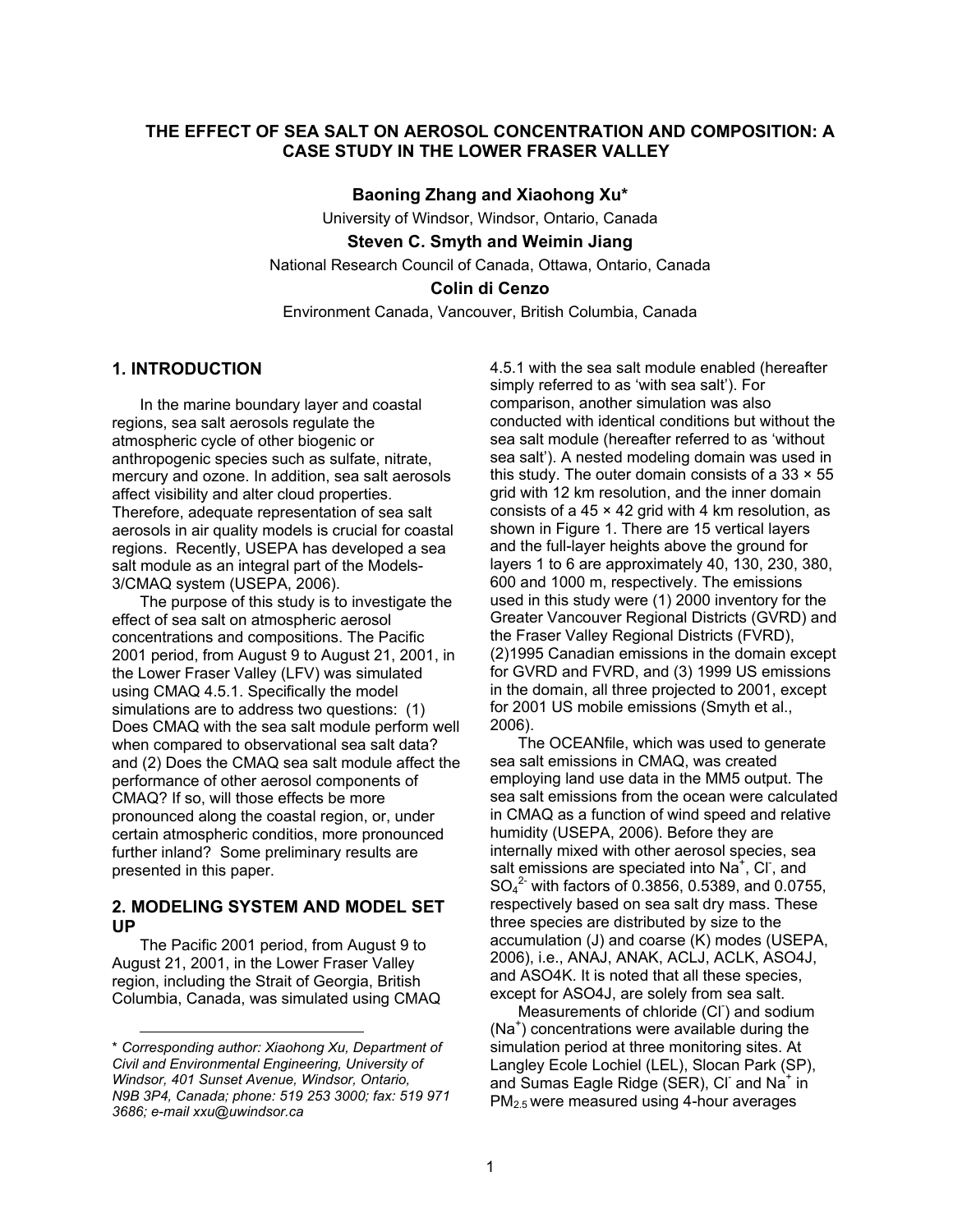# THE EFFECT OF SEA SALT ON AEROSOL CONCENTRATION AND COMPOSITION: A CASE STUDY IN THE LOWER FRASER VALLEY

**Baoning Zhang and Xiaohong Xu***

University of Windsor, Windsor, Ontario, Canada

**Steven C. Smyth and Weimin Jiang**

National Research Council of Canada, Ottawa, Ontario, Canada

**Colin di Cenzo**

Environment Canada, Vancouver, British Columbia, Canada

## 1. INTRODUCTION

In the marine boundary layer and coastal regions, sea salt aerosols regulate the atmospheric cycle of other biogenic or anthropogenic species such as sulfate, nitrate, mercury and ozone. In addition, sea salt aerosols affect visibility and alter cloud properties. Therefore, adequate representation of sea salt aerosols in air quality models is crucial for coastal regions. Recently, USEPA has developed a sea salt module as an integral part of the Models-3/CMAQ system (USEPA, 2006).

The purpose of this study is to investigate the effect of sea salt on atmospheric aerosol concentrations and compositions. The Pacific 2001 period, from August 9 to August 21, 2001, in the Lower Fraser Valley (LFV) was simulated using CMAQ 4.5.1. Specifically the model simulations are to address two questions: (1) Does CMAQ with the sea salt module perform well when compared to observational sea salt data? and (2) Does the CMAQ sea salt module affect the performance of other aerosol components of CMAQ? If so, will those effects be more pronounced along the coastal region, or, under certain atmospheric conditions, more pronounced further inland? Some preliminary results are presented in this paper.

## 2. MODELING SYSTEM AND MODEL SET UP

The Pacific 2001 period, from August 9 to August 21, 2001, in the Lower Fraser Valley region, including the Strait of Georgia, British Columbia, Canada, was simulated using CMAQ 4.5.1 with the sea salt module enabled (hereafter simply referred to as 'with sea salt'). For comparison, another simulation was also conducted with identical conditions but without the sea salt module (hereafter referred to as 'without sea salt'). A nested modeling domain was used in this study. The outer domain consists of a 33 × 55 grid with 12 km resolution, and the inner domain consists of a 45 × 42 grid with 4 km resolution, as shown in Figure 1. There are 15 vertical layers and the full-layer heights above the ground for layers 1 to 6 are approximately 40, 130, 230, 380, 600 and 1000 m, respectively. The emissions used in this study were (1) 2000 inventory for the Greater Vancouver Regional Districts (GVRD) and the Fraser Valley Regional Districts (FVRD), (2)1995 Canadian emissions in the domain except for GVRD and FVRD, and (3) 1999 US emissions in the domain, all three projected to 2001, except for 2001 US mobile emissions (Smyth et al., 2006).

The OCEANfile, which was used to generate sea salt emissions in CMAQ, was created employing land use data in the MM5 output. The sea salt emissions from the ocean were calculated in CMAQ as a function of wind speed and relative humidity (USEPA, 2006). Before they are internally mixed with other aerosol species, sea salt emissions are speciated into $Na^+$, $Cl^-$, and $SO_4^{2-}$ with factors of 0.3856, 0.5389, and 0.0755, respectively based on sea salt dry mass. These three species are distributed by size to the accumulation (J) and coarse (K) modes (USEPA, 2006), i.e., ANAJ, ANAK, ACLJ, ACLK, ASO4J, and ASO4K. It is noted that all these species, except for ASO4J, are solely from sea salt.

Measurements of chloride ($Cl^-$) and sodium ($Na^+$) concentrations were available during the simulation period at three monitoring sites. At Langley Ecole Lochiel (LEL), Slocan Park (SP), and Sumas Eagle Ridge (SER), $Cl^-$ and $Na^+$ in $PM_{2.5}$ were measured using 4-hour averages

---

\* *Corresponding author: Xiaohong Xu, Department of Civil and Environmental Engineering, University of Windsor, 401 Sunset Avenue, Windsor, Ontario, N9B 3P4, Canada; phone: 519 253 3000; fax: 519 971 3686; e-mail xxu@uwindsor.ca*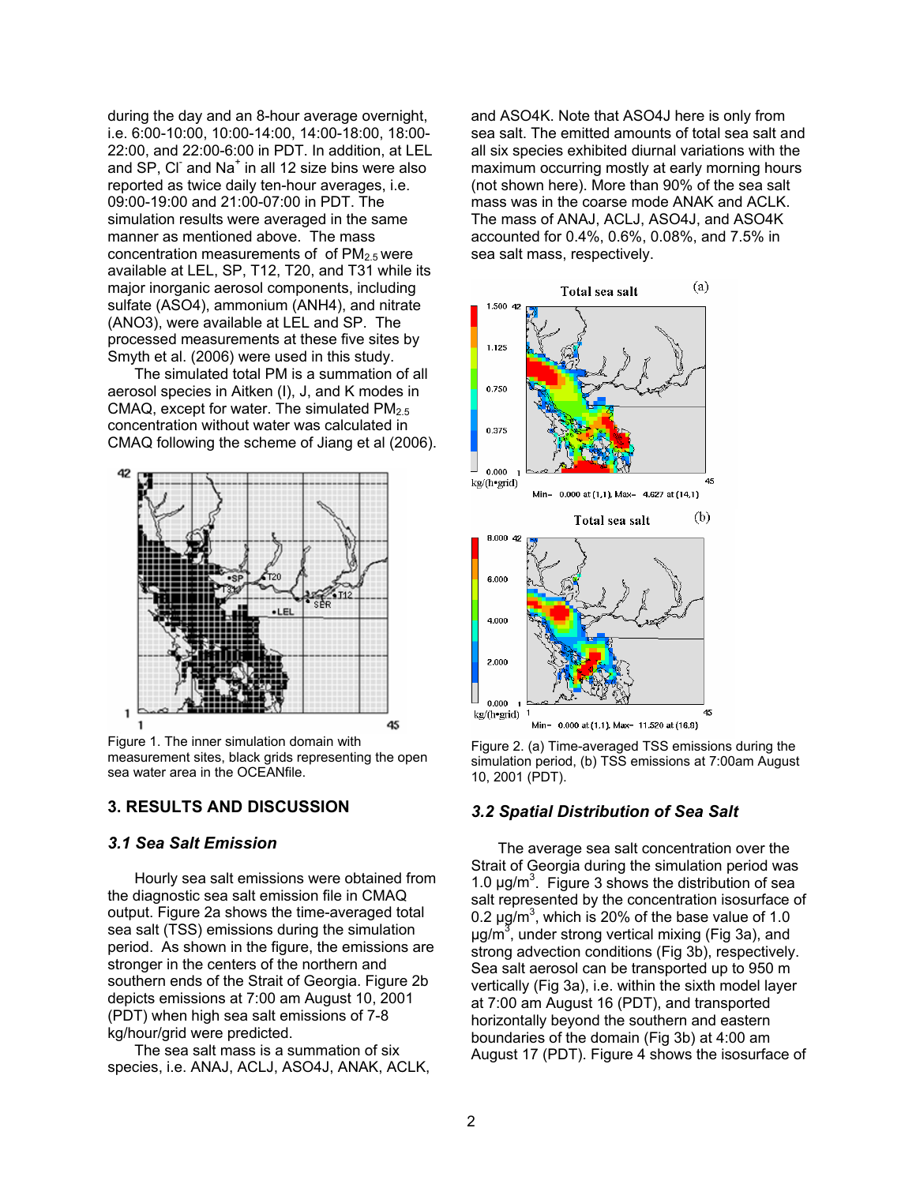during the day and an 8-hour average overnight, i.e. 6:00-10:00, 10:00-14:00, 14:00-18:00, 18:00-22:00, and 22:00-6:00 in PDT. In addition, at LEL and SP, $Cl^-$ and $Na^+$ in all 12 size bins were also reported as twice daily ten-hour averages, i.e. 09:00-19:00 and 21:00-07:00 in PDT. The simulation results were averaged in the same manner as mentioned above. The mass concentration measurements of of $PM_{2.5}$ were available at LEL, SP, T12, T20, and T31 while its major inorganic aerosol components, including sulfate (ASO4), ammonium (ANH4), and nitrate (ANO3), were available at LEL and SP. The processed measurements at these five sites by Smyth et al. (2006) were used in this study.

The simulated total PM is a summation of all aerosol species in Aitken (I), J, and K modes in CMAQ, except for water. The simulated $PM_{2.5}$ concentration without water was calculated in CMAQ following the scheme of Jiang et al (2006).

Figure 1. The inner simulation domain with measurement sites, black grids representing the open sea water area in the OCEANfile.

## 3. RESULTS AND DISCUSSION

### *3.1 Sea Salt Emission*

Hourly sea salt emissions were obtained from the diagnostic sea salt emission file in CMAQ output. Figure 2a shows the time-averaged total sea salt (TSS) emissions during the simulation period. As shown in the figure, the emissions are stronger in the centers of the northern and southern ends of the Strait of Georgia. Figure 2b depicts emissions at 7:00 am August 10, 2001 (PDT) when high sea salt emissions of 7-8 kg/hour/grid were predicted.

The sea salt mass is a summation of six species, i.e. ANAJ, ACLJ, ASO4J, ANAK, ACLK, and ASO4K. Note that ASO4J here is only from sea salt. The emitted amounts of total sea salt and all six species exhibited diurnal variations with the maximum occurring mostly at early morning hours (not shown here). More than 90% of the sea salt mass was in the coarse mode ANAK and ACLK. The mass of ANAJ, ACLJ, ASO4J, and ASO4K accounted for 0.4%, 0.6%, 0.08%, and 7.5% in sea salt mass, respectively.

Figure 2. (a) Time-averaged TSS emissions during the simulation period, (b) TSS emissions at 7:00am August 10, 2001 (PDT).

### *3.2 Spatial Distribution of Sea Salt*

The average sea salt concentration over the Strait of Georgia during the simulation period was 1.0 $\mu g/m^3$. Figure 3 shows the distribution of sea salt represented by the concentration isosurface of 0.2 $\mu g/m^3$, which is 20% of the base value of 1.0 $\mu g/m^3$, under strong vertical mixing (Fig 3a), and strong advection conditions (Fig 3b), respectively. Sea salt aerosol can be transported up to 950 m vertically (Fig 3a), i.e. within the sixth model layer at 7:00 am August 16 (PDT), and transported horizontally beyond the southern and eastern boundaries of the domain (Fig 3b) at 4:00 am August 17 (PDT). Figure 4 shows the isosurface of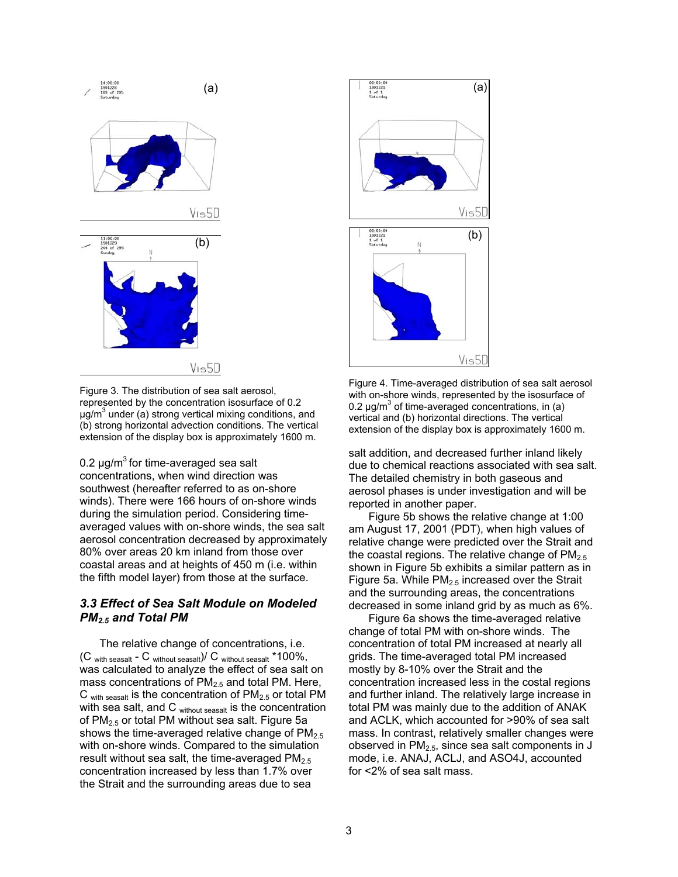Figure 3. The distribution of sea salt aerosol, represented by the concentration isosurface of 0.2 μg/m$^3$ under (a) strong vertical mixing conditions, and (b) strong horizontal advection conditions. The vertical extension of the display box is approximately 1600 m.

0.2 μg/m$^3$ for time-averaged sea salt concentrations, when wind direction was southwest (hereafter referred to as on-shore winds). There were 166 hours of on-shore winds during the simulation period. Considering time-averaged values with on-shore winds, the sea salt aerosol concentration decreased by approximately 80% over areas 20 km inland from those over coastal areas and at heights of 450 m (i.e. within the fifth model layer) from those at the surface.

### *3.3 Effect of Sea Salt Module on Modeled $PM_{2.5}$ and Total PM*

The relative change of concentrations, i.e. $(C_{\text{with seasalt}} - C_{\text{without seasalt}}) / C_{\text{without seasalt}} * 100\%$, was calculated to analyze the effect of sea salt on mass concentrations of $PM_{2.5}$ and total PM. Here, $C_{\text{with seasalt}}$ is the concentration of $PM_{2.5}$ or total PM with sea salt, and $C_{\text{without seasalt}}$ is the concentration of $PM_{2.5}$ or total PM without sea salt. Figure 5a shows the time-averaged relative change of $PM_{2.5}$ with on-shore winds. Compared to the simulation result without sea salt, the time-averaged $PM_{2.5}$ concentration increased by less than 1.7% over the Strait and the surrounding areas due to sea salt addition, and decreased further inland likely due to chemical reactions associated with sea salt. The detailed chemistry in both gaseous and aerosol phases is under investigation and will be reported in another paper.

Figure 5b shows the relative change at 1:00 am August 17, 2001 (PDT), when high values of relative change were predicted over the Strait and the coastal regions. The relative change of $PM_{2.5}$ shown in Figure 5b exhibits a similar pattern as in Figure 5a. While $PM_{2.5}$ increased over the Strait and the surrounding areas, the concentrations decreased in some inland grid by as much as 6%.

Figure 6a shows the time-averaged relative change of total PM with on-shore winds. The concentration of total PM increased at nearly all grids. The time-averaged total PM increased mostly by 8-10% over the Strait and the concentration increased less in the costal regions and further inland. The relatively large increase in total PM was mainly due to the addition of ANAK and ACLK, which accounted for >90% of sea salt mass. In contrast, relatively smaller changes were observed in $PM_{2.5}$, since sea salt components in J mode, i.e. ANAJ, ACLJ, and ASO4J, accounted for <2% of sea salt mass.

Figure 4. Time-averaged distribution of sea salt aerosol with on-shore winds, represented by the isosurface of 0.2 μg/m$^3$ of time-averaged concentrations, in (a) vertical and (b) horizontal directions. The vertical extension of the display box is approximately 1600 m.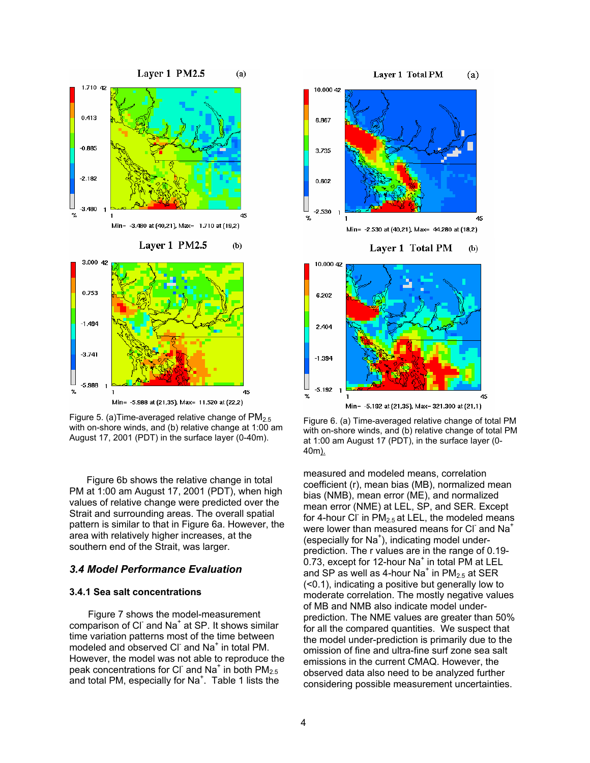Figure 5. (a)Time-averaged relative change of $PM_{2.5}$ with on-shore winds, and (b) relative change at 1:00 am August 17, 2001 (PDT) in the surface layer (0-40m).

Figure 6. (a) Time-averaged relative change of total PM with on-shore winds, and (b) relative change of total PM at 1:00 am August 17 (PDT), in the surface layer (0-40m).

Figure 6b shows the relative change in total PM at 1:00 am August 17, 2001 (PDT), when high values of relative change were predicted over the Strait and surrounding areas. The overall spatial pattern is similar to that in Figure 6a. However, the area with relatively higher increases, at the southern end of the Strait, was larger.

### *3.4 Model Performance Evaluation*

#### 3.4.1 Sea salt concentrations

Figure 7 shows the model-measurement comparison of $Cl^-$ and $Na^+$ at SP. It shows similar time variation patterns most of the time between modeled and observed $Cl^-$ and $Na^+$ in total PM. However, the model was not able to reproduce the peak concentrations for $Cl^-$ and $Na^+$ in both $PM_{2.5}$ and total PM, especially for $Na^+$. Table 1 lists the measured and modeled means, correlation coefficient (r), mean bias (MB), normalized mean bias (NMB), mean error (ME), and normalized mean error (NME) at LEL, SP, and SER. Except for 4-hour $Cl^-$ in $PM_{2.5}$ at LEL, the modeled means were lower than measured means for $Cl^-$ and $Na^+$ (especially for $Na^+$), indicating model under-prediction. The r values are in the range of 0.19-0.73, except for 12-hour $Na^+$ in total PM at LEL and SP as well as 4-hour $Na^+$ in $PM_{2.5}$ at SER (<0.1), indicating a positive but generally low to moderate correlation. The mostly negative values of MB and NMB also indicate model under-prediction. The NME values are greater than 50% for all the compared quantities. We suspect that the model under-prediction is primarily due to the omission of fine and ultra-fine surf zone sea salt emissions in the current CMAQ. However, the observed data also need to be analyzed further considering possible measurement uncertainties.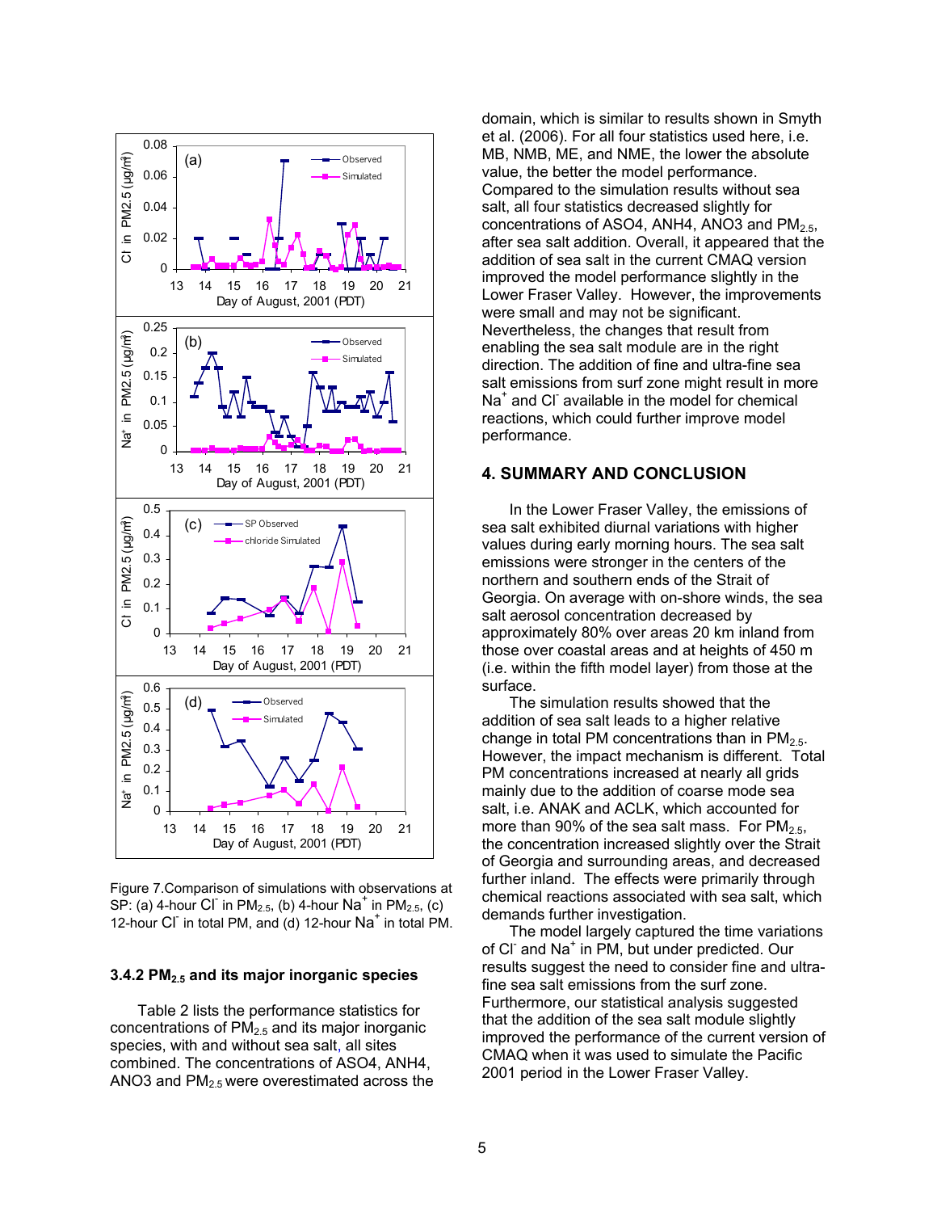Figure 7.Comparison of simulations with observations at SP: (a) 4-hour $Cl^-$ in $PM_{2.5}$, (b) 4-hour $Na^+$ in $PM_{2.5}$, (c) 12-hour $Cl^-$ in total PM, and (d) 12-hour $Na^+$ in total PM.

### 3.4.2 $PM_{2.5}$ and its major inorganic species

Table 2 lists the performance statistics for concentrations of $PM_{2.5}$ and its major inorganic species, with and without sea salt, all sites combined. The concentrations of ASO4, ANH4, ANO3 and $PM_{2.5}$ were overestimated across the domain, which is similar to results shown in Smyth et al. (2006). For all four statistics used here, i.e. MB, NMB, ME, and NME, the lower the absolute value, the better the model performance. Compared to the simulation results without sea salt, all four statistics decreased slightly for concentrations of ASO4, ANH4, ANO3 and $PM_{2.5}$, after sea salt addition. Overall, it appeared that the addition of sea salt in the current CMAQ version improved the model performance slightly in the Lower Fraser Valley. However, the improvements were small and may not be significant. Nevertheless, the changes that result from enabling the sea salt module are in the right direction. The addition of fine and ultra-fine sea salt emissions from surf zone might result in more $Na^+$ and $Cl^-$ available in the model for chemical reactions, which could further improve model performance.

## 4. SUMMARY AND CONCLUSION

In the Lower Fraser Valley, the emissions of sea salt exhibited diurnal variations with higher values during early morning hours. The sea salt emissions were stronger in the centers of the northern and southern ends of the Strait of Georgia. On average with on-shore winds, the sea salt aerosol concentration decreased by approximately 80% over areas 20 km inland from those over coastal areas and at heights of 450 m (i.e. within the fifth model layer) from those at the surface.

The simulation results showed that the addition of sea salt leads to a higher relative change in total PM concentrations than in $PM_{2.5}$. However, the impact mechanism is different. Total PM concentrations increased at nearly all grids mainly due to the addition of coarse mode sea salt, i.e. ANAK and ACLK, which accounted for more than 90% of the sea salt mass. For $PM_{2.5}$, the concentration increased slightly over the Strait of Georgia and surrounding areas, and decreased further inland. The effects were primarily through chemical reactions associated with sea salt, which demands further investigation.

The model largely captured the time variations of $Cl^-$ and $Na^+$ in PM, but under predicted. Our results suggest the need to consider fine and ultra-fine sea salt emissions from the surf zone. Furthermore, our statistical analysis suggested that the addition of the sea salt module slightly improved the performance of the current version of CMAQ when it was used to simulate the Pacific 2001 period in the Lower Fraser Valley.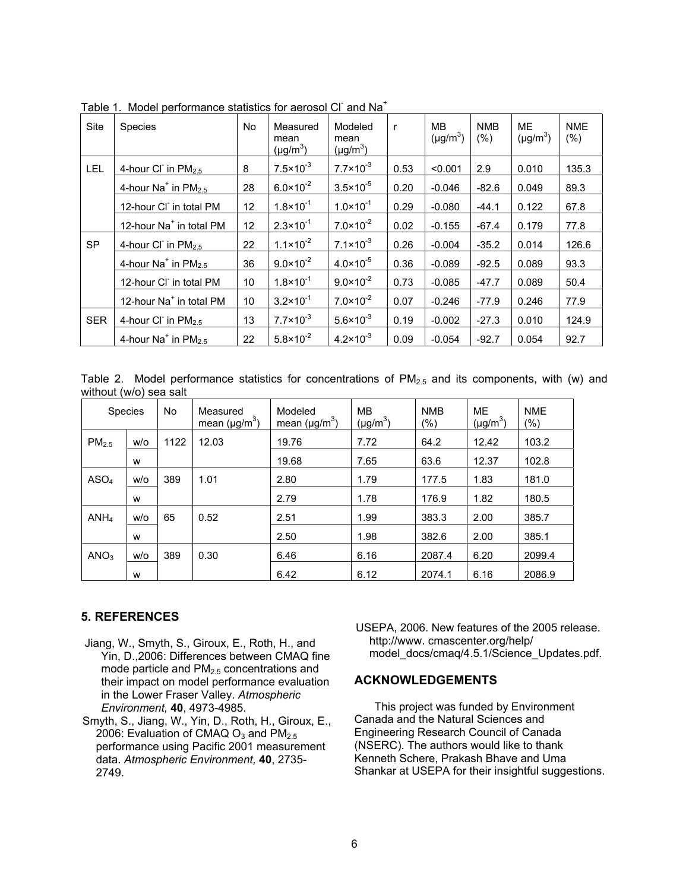Table 1. Model performance statistics for aerosol $Cl^-$ and $Na^+$

| Site | Species | No | Measured mean ($\mu g/m^3$) | Modeled mean ($\mu g/m^3$) | r | MB ($\mu g/m^3$) | NMB (%) | ME ($\mu g/m^3$) | NME (%) |
|---|---|---|---|---|---|---|---|---|---|
| LEL | 4-hour $Cl^-$ in $PM_{2.5}$ | 8 | $7.5\times10^{-3}$ | $7.7\times10^{-3}$ | 0.53 | <0.001 | 2.9 | 0.010 | 135.3 |
| | 4-hour $Na^+$ in $PM_{2.5}$ | 28 | $6.0\times10^{-2}$ | $3.5\times10^{-5}$ | 0.20 | -0.046 | -82.6 | 0.049 | 89.3 |
| | 12-hour $Cl^-$ in total PM | 12 | $1.8\times10^{-1}$ | $1.0\times10^{-1}$ | 0.29 | -0.080 | -44.1 | 0.122 | 67.8 |
| | 12-hour $Na^+$ in total PM | 12 | $2.3\times10^{-1}$ | $7.0\times10^{-2}$ | 0.02 | -0.155 | -67.4 | 0.179 | 77.8 |
| SP | 4-hour $Cl^-$ in $PM_{2.5}$ | 22 | $1.1\times10^{-2}$ | $7.1\times10^{-3}$ | 0.26 | -0.004 | -35.2 | 0.014 | 126.6 |
| | 4-hour $Na^+$ in $PM_{2.5}$ | 36 | $9.0\times10^{-2}$ | $4.0\times10^{-5}$ | 0.36 | -0.089 | -92.5 | 0.089 | 93.3 |
| | 12-hour $Cl^-$ in total PM | 10 | $1.8\times10^{-1}$ | $9.0\times10^{-2}$ | 0.73 | -0.085 | -47.7 | 0.089 | 50.4 |
| | 12-hour $Na^+$ in total PM | 10 | $3.2\times10^{-1}$ | $7.0\times10^{-2}$ | 0.07 | -0.246 | -77.9 | 0.246 | 77.9 |
| SER | 4-hour $Cl^-$ in $PM_{2.5}$ | 13 | $7.7\times10^{-3}$ | $5.6\times10^{-3}$ | 0.19 | -0.002 | -27.3 | 0.010 | 124.9 |
| | 4-hour $Na^+$ in $PM_{2.5}$ | 22 | $5.8\times10^{-2}$ | $4.2\times10^{-3}$ | 0.09 | -0.054 | -92.7 | 0.054 | 92.7 |

Table 2. Model performance statistics for concentrations of $PM_{2.5}$ and its components, with (w) and without (w/o) sea salt

| Species | | No | Measured mean ($\mu g/m^3$) | Modeled mean ($\mu g/m^3$) | MB ($\mu g/m^3$) | NMB (%) | ME ($\mu g/m^3$) | NME (%) |
|---|---|---|---|---|---|---|---|---|
| $PM_{2.5}$ | w/o | 1122 | 12.03 | 19.76 | 7.72 | 64.2 | 12.42 | 103.2 |
| | w | | | 19.68 | 7.65 | 63.6 | 12.37 | 102.8 |
| $ASO_4$ | w/o | 389 | 1.01 | 2.80 | 1.79 | 177.5 | 1.83 | 181.0 |
| | w | | | 2.79 | 1.78 | 176.9 | 1.82 | 180.5 |
| $ANH_4$ | w/o | 65 | 0.52 | 2.51 | 1.99 | 383.3 | 2.00 | 385.7 |
| | w | | | 2.50 | 1.98 | 382.6 | 2.00 | 385.1 |
| $ANO_3$ | w/o | 389 | 0.30 | 6.46 | 6.16 | 2087.4 | 6.20 | 2099.4 |
| | w | | | 6.42 | 6.12 | 2074.1 | 6.16 | 2086.9 |

## 5. REFERENCES

Jiang, W., Smyth, S., Giroux, E., Roth, H., and Yin, D.,2006: Differences between CMAQ fine mode particle and $PM_{2.5}$ concentrations and their impact on model performance evaluation in the Lower Fraser Valley. *Atmospheric Environment,* **40**, 4973-4985.

Smyth, S., Jiang, W., Yin, D., Roth, H., Giroux, E., 2006: Evaluation of CMAQ $O_3$ and $PM_{2.5}$ performance using Pacific 2001 measurement data. *Atmospheric Environment,* **40**, 2735-2749.

USEPA, 2006. New features of the 2005 release. http://www. cmascenter.org/help/ model_docs/cmaq/4.5.1/Science_Updates.pdf.

## ACKNOWLEDGEMENTS

This project was funded by Environment Canada and the Natural Sciences and Engineering Research Council of Canada (NSERC). The authors would like to thank Kenneth Schere, Prakash Bhave and Uma Shankar at USEPA for their insightful suggestions.